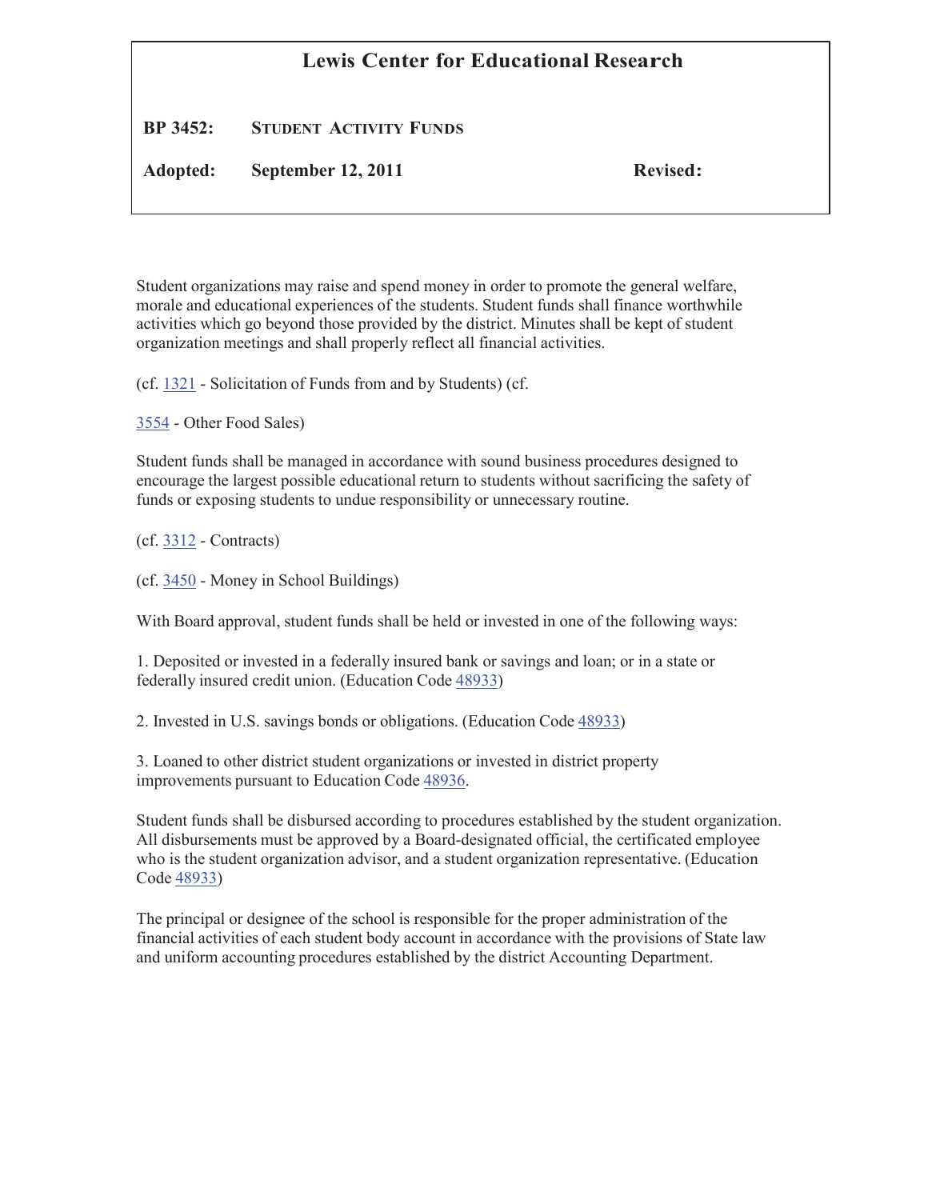# Lewis Center for Educational Research

**BP 3452:** **STUDENT ACTIVITY FUNDS**

**Adopted:** **September 12, 2011** **Revised:**

Student organizations may raise and spend money in order to promote the general welfare, morale and educational experiences of the students. Student funds shall finance worthwhile activities which go beyond those provided by the district. Minutes shall be kept of student organization meetings and shall properly reflect all financial activities.

(cf. 1321 - Solicitation of Funds from and by Students) (cf.

3554 - Other Food Sales)

Student funds shall be managed in accordance with sound business procedures designed to encourage the largest possible educational return to students without sacrificing the safety of funds or exposing students to undue responsibility or unnecessary routine.

(cf. 3312 - Contracts)

(cf. 3450 - Money in School Buildings)

With Board approval, student funds shall be held or invested in one of the following ways:

1. Deposited or invested in a federally insured bank or savings and loan; or in a state or federally insured credit union. (Education Code 48933)

2. Invested in U.S. savings bonds or obligations. (Education Code 48933)

3. Loaned to other district student organizations or invested in district property improvements pursuant to Education Code 48936.

Student funds shall be disbursed according to procedures established by the student organization. All disbursements must be approved by a Board-designated official, the certificated employee who is the student organization advisor, and a student organization representative. (Education Code 48933)

The principal or designee of the school is responsible for the proper administration of the financial activities of each student body account in accordance with the provisions of State law and uniform accounting procedures established by the district Accounting Department.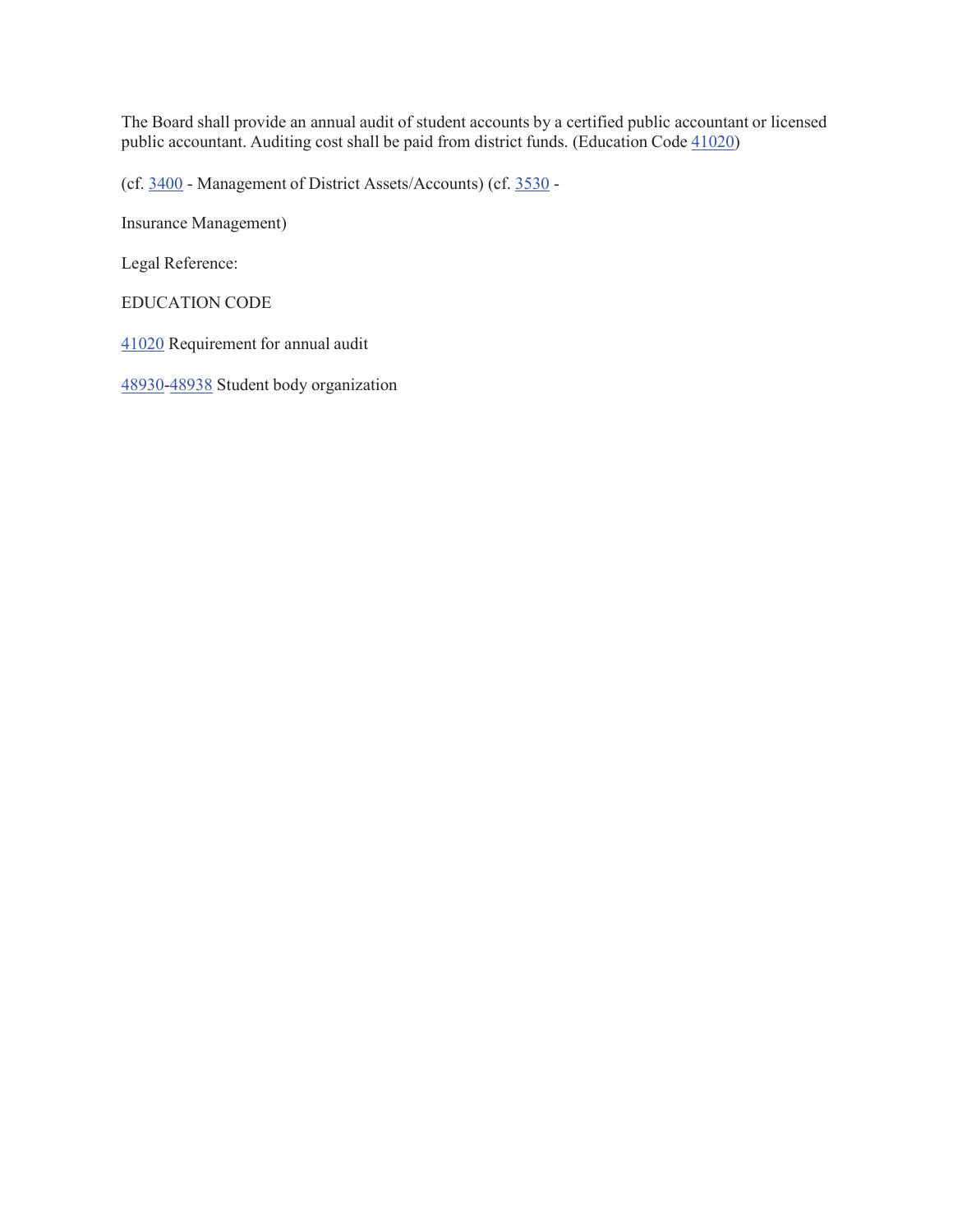The Board shall provide an annual audit of student accounts by a certified public accountant or licensed public accountant. Auditing cost shall be paid from district funds. (Education Code 41020)

(cf. 3400 - Management of District Assets/Accounts) (cf. 3530 -

Insurance Management)

Legal Reference:

EDUCATION CODE

41020 Requirement for annual audit

48930-48938 Student body organization